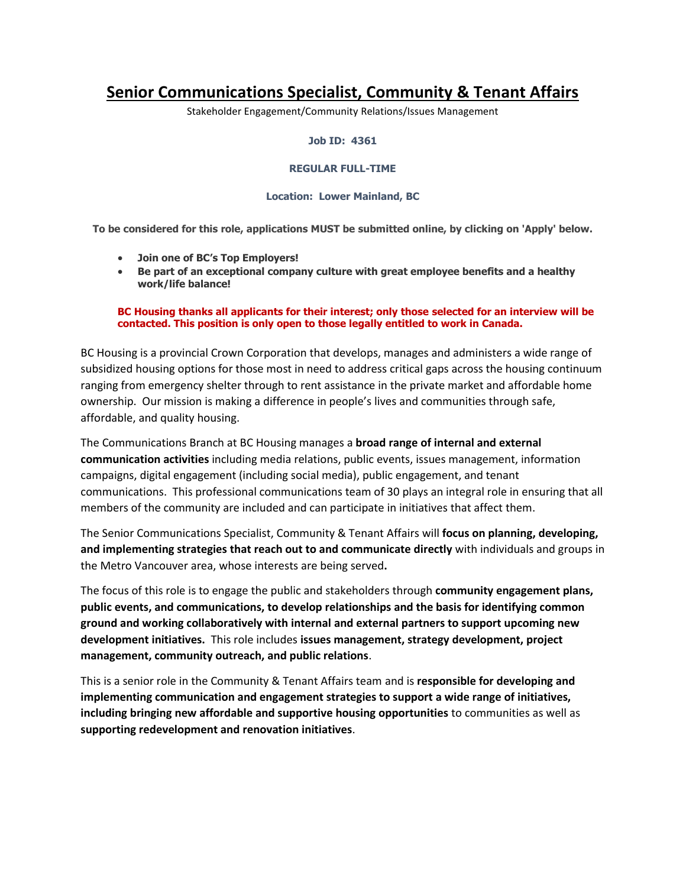# Senior Communications Specialist, Community & Tenant Affairs

Stakeholder Engagement/Community Relations/Issues Management

**Job ID: 4361**

**REGULAR FULL-TIME**

**Location: Lower Mainland, BC**

**To be considered for this role, applications MUST be submitted online, by clicking on 'Apply' below.**

- **Join one of BC's Top Employers!**
- **Be part of an exceptional company culture with great employee benefits and a healthy work/life balance!**

**BC Housing thanks all applicants for their interest; only those selected for an interview will be contacted. This position is only open to those legally entitled to work in Canada.**

BC Housing is a provincial Crown Corporation that develops, manages and administers a wide range of subsidized housing options for those most in need to address critical gaps across the housing continuum ranging from emergency shelter through to rent assistance in the private market and affordable home ownership. Our mission is making a difference in people's lives and communities through safe, affordable, and quality housing.

The Communications Branch at BC Housing manages a **broad range of internal and external communication activities** including media relations, public events, issues management, information campaigns, digital engagement (including social media), public engagement, and tenant communications. This professional communications team of 30 plays an integral role in ensuring that all members of the community are included and can participate in initiatives that affect them.

The Senior Communications Specialist, Community & Tenant Affairs will **focus on planning, developing, and implementing strategies that reach out to and communicate directly** with individuals and groups in the Metro Vancouver area, whose interests are being served**.**

The focus of this role is to engage the public and stakeholders through **community engagement plans, public events, and communications, to develop relationships and the basis for identifying common ground and working collaboratively with internal and external partners to support upcoming new development initiatives.** This role includes **issues management, strategy development, project management, community outreach, and public relations**.

This is a senior role in the Community & Tenant Affairs team and is **responsible for developing and implementing communication and engagement strategies to support a wide range of initiatives, including bringing new affordable and supportive housing opportunities** to communities as well as **supporting redevelopment and renovation initiatives**.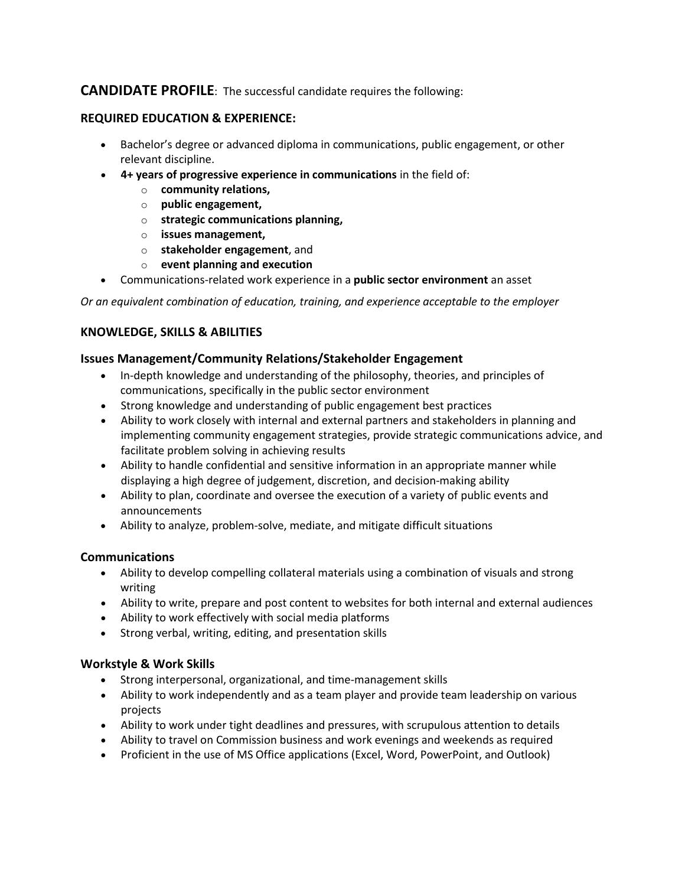## CANDIDATE PROFILE: The successful candidate requires the following:

### REQUIRED EDUCATION & EXPERIENCE:

- Bachelor's degree or advanced diploma in communications, public engagement, or other relevant discipline.
- **4+ years of progressive experience in communications** in the field of:
  - **community relations,**
  - **public engagement,**
  - **strategic communications planning,**
  - **issues management,**
  - **stakeholder engagement**, and
  - **event planning and execution**
- Communications-related work experience in a **public sector environment** an asset

*Or an equivalent combination of education, training, and experience acceptable to the employer*

### KNOWLEDGE, SKILLS & ABILITIES

#### Issues Management/Community Relations/Stakeholder Engagement

- In-depth knowledge and understanding of the philosophy, theories, and principles of communications, specifically in the public sector environment
- Strong knowledge and understanding of public engagement best practices
- Ability to work closely with internal and external partners and stakeholders in planning and implementing community engagement strategies, provide strategic communications advice, and facilitate problem solving in achieving results
- Ability to handle confidential and sensitive information in an appropriate manner while displaying a high degree of judgement, discretion, and decision-making ability
- Ability to plan, coordinate and oversee the execution of a variety of public events and announcements
- Ability to analyze, problem-solve, mediate, and mitigate difficult situations

#### Communications

- Ability to develop compelling collateral materials using a combination of visuals and strong writing
- Ability to write, prepare and post content to websites for both internal and external audiences
- Ability to work effectively with social media platforms
- Strong verbal, writing, editing, and presentation skills

#### Workstyle & Work Skills

- Strong interpersonal, organizational, and time-management skills
- Ability to work independently and as a team player and provide team leadership on various projects
- Ability to work under tight deadlines and pressures, with scrupulous attention to details
- Ability to travel on Commission business and work evenings and weekends as required
- Proficient in the use of MS Office applications (Excel, Word, PowerPoint, and Outlook)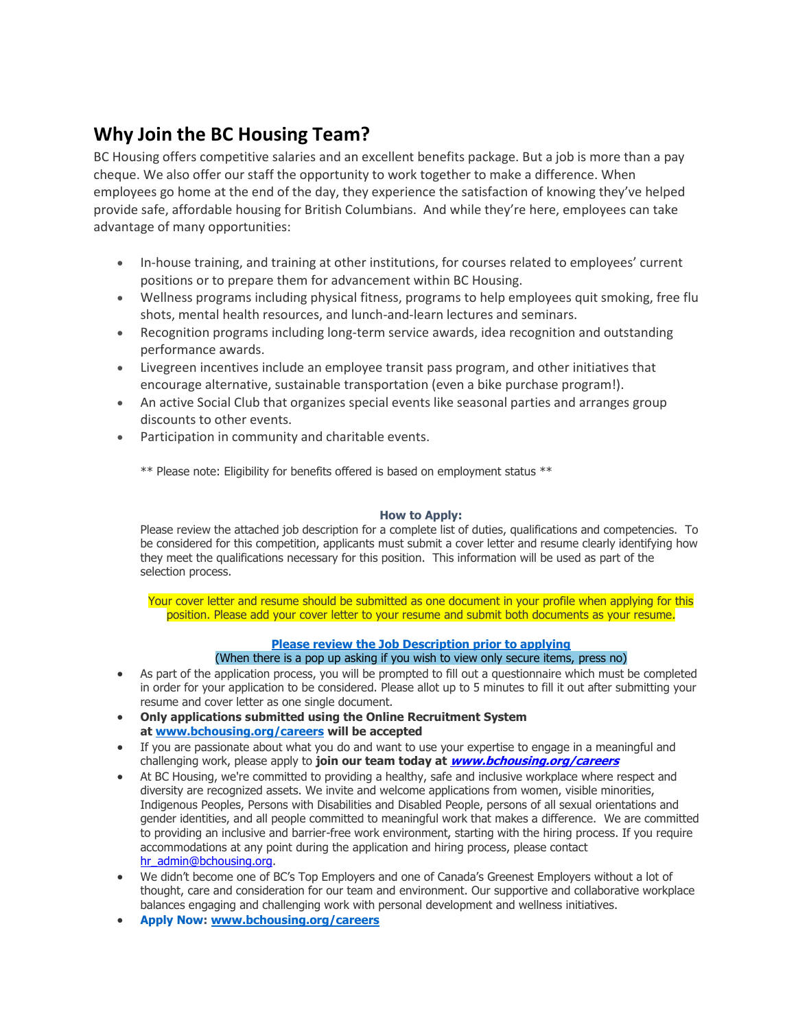## Why Join the BC Housing Team?

BC Housing offers competitive salaries and an excellent benefits package. But a job is more than a pay cheque. We also offer our staff the opportunity to work together to make a difference. When employees go home at the end of the day, they experience the satisfaction of knowing they've helped provide safe, affordable housing for British Columbians. And while they're here, employees can take advantage of many opportunities:

- In-house training, and training at other institutions, for courses related to employees' current positions or to prepare them for advancement within BC Housing.
- Wellness programs including physical fitness, programs to help employees quit smoking, free flu shots, mental health resources, and lunch-and-learn lectures and seminars.
- Recognition programs including long-term service awards, idea recognition and outstanding performance awards.
- Livegreen incentives include an employee transit pass program, and other initiatives that encourage alternative, sustainable transportation (even a bike purchase program!).
- An active Social Club that organizes special events like seasonal parties and arranges group discounts to other events.
- Participation in community and charitable events.

** Please note: Eligibility for benefits offered is based on employment status **

**How to Apply:**

Please review the attached job description for a complete list of duties, qualifications and competencies. To be considered for this competition, applicants must submit a cover letter and resume clearly identifying how they meet the qualifications necessary for this position. This information will be used as part of the selection process.

Your cover letter and resume should be submitted as one document in your profile when applying for this position. Please add your cover letter to your resume and submit both documents as your resume.

**Please review the Job Description prior to applying**
(When there is a pop up asking if you wish to view only secure items, press no)

- As part of the application process, you will be prompted to fill out a questionnaire which must be completed in order for your application to be considered. Please allot up to 5 minutes to fill it out after submitting your resume and cover letter as one single document.
- **Only applications submitted using the Online Recruitment System at www.bchousing.org/careers will be accepted**
- If you are passionate about what you do and want to use your expertise to engage in a meaningful and challenging work, please apply to **join our team today at *www.bchousing.org/careers***
- At BC Housing, we're committed to providing a healthy, safe and inclusive workplace where respect and diversity are recognized assets. We invite and welcome applications from women, visible minorities, Indigenous Peoples, Persons with Disabilities and Disabled People, persons of all sexual orientations and gender identities, and all people committed to meaningful work that makes a difference. We are committed to providing an inclusive and barrier-free work environment, starting with the hiring process. If you require accommodations at any point during the application and hiring process, please contact hr_admin@bchousing.org.
- We didn't become one of BC's Top Employers and one of Canada's Greenest Employers without a lot of thought, care and consideration for our team and environment. Our supportive and collaborative workplace balances engaging and challenging work with personal development and wellness initiatives.
- **Apply Now: www.bchousing.org/careers**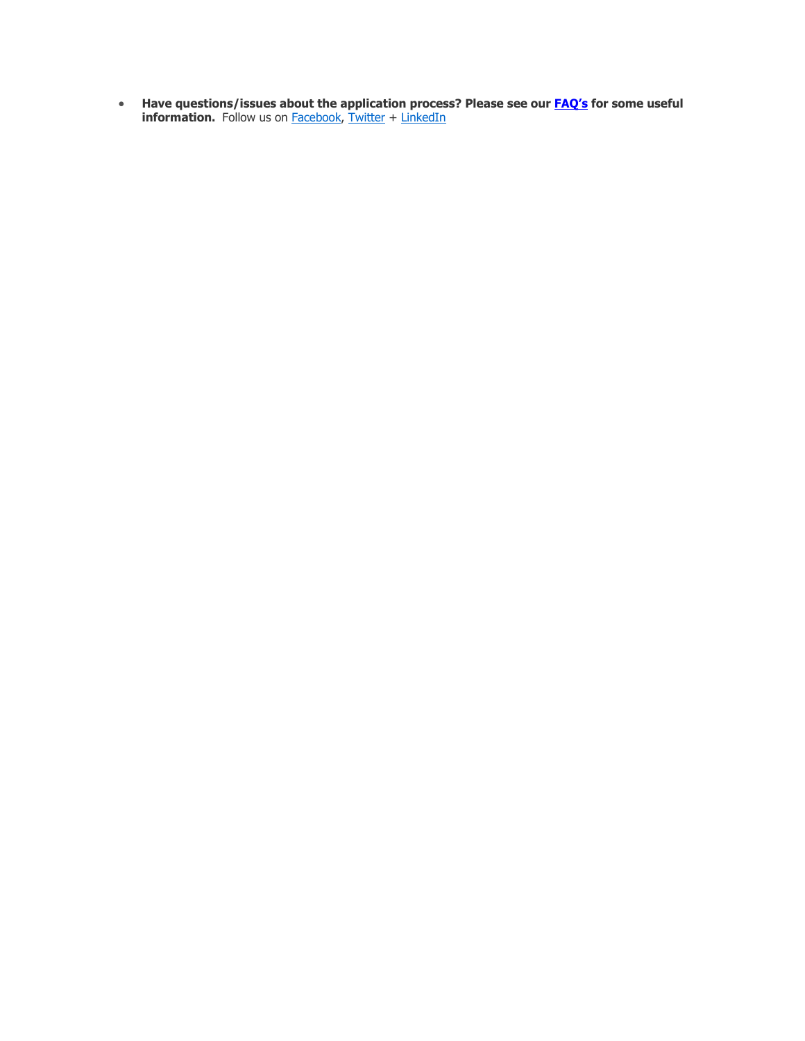- **Have questions/issues about the application process? Please see our FAQ's for some useful information.** Follow us on Facebook, Twitter + LinkedIn